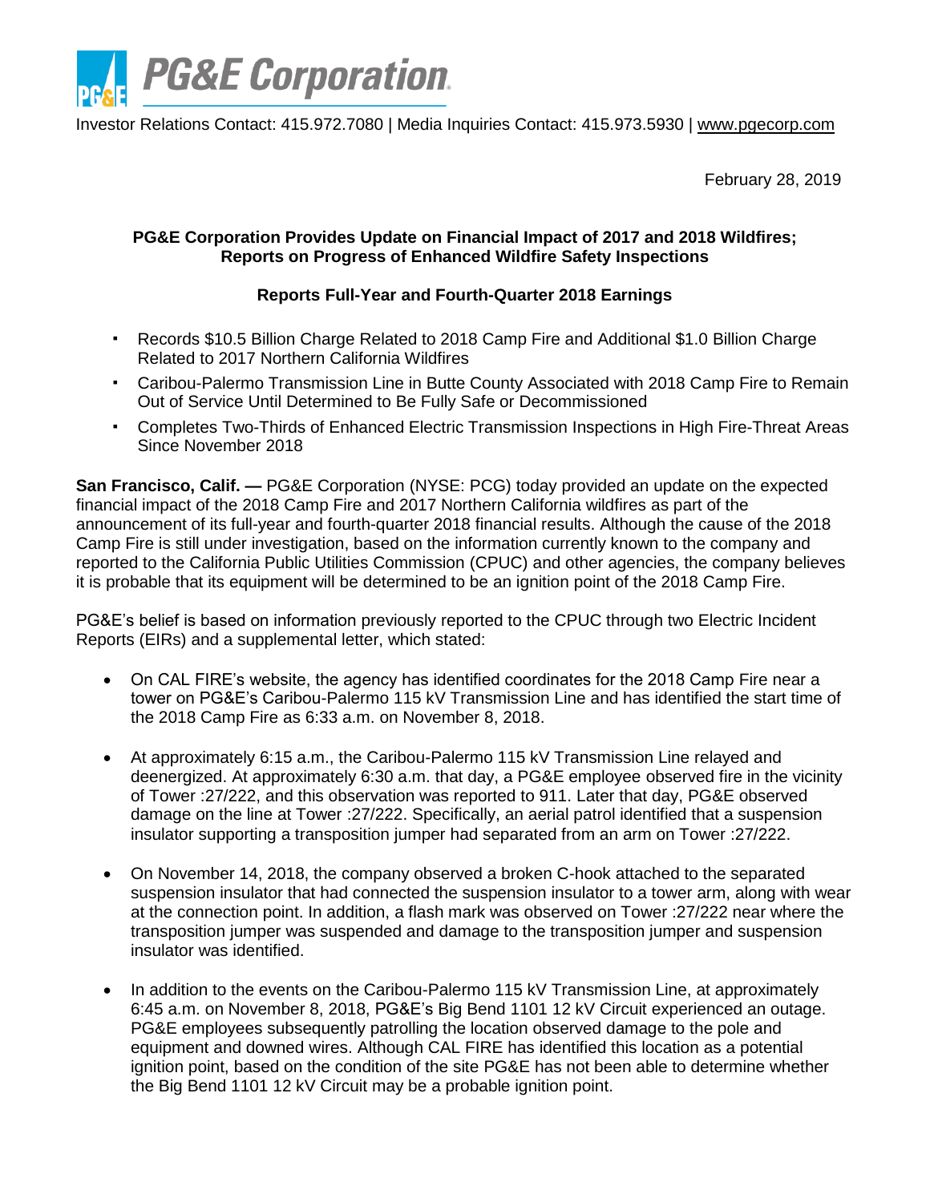# PG&E Corporation

Investor Relations Contact: 415.972.7080 | Media Inquiries Contact: 415.973.5930 | www.pgecorp.com

February 28, 2019

**PG&E Corporation Provides Update on Financial Impact of 2017 and 2018 Wildfires; Reports on Progress of Enhanced Wildfire Safety Inspections**

**Reports Full-Year and Fourth-Quarter 2018 Earnings**

- Records $10.5 Billion Charge Related to 2018 Camp Fire and Additional $1.0 Billion Charge Related to 2017 Northern California Wildfires
- Caribou-Palermo Transmission Line in Butte County Associated with 2018 Camp Fire to Remain Out of Service Until Determined to Be Fully Safe or Decommissioned
- Completes Two-Thirds of Enhanced Electric Transmission Inspections in High Fire-Threat Areas Since November 2018

**San Francisco, Calif. —** PG&E Corporation (NYSE: PCG) today provided an update on the expected financial impact of the 2018 Camp Fire and 2017 Northern California wildfires as part of the announcement of its full-year and fourth-quarter 2018 financial results. Although the cause of the 2018 Camp Fire is still under investigation, based on the information currently known to the company and reported to the California Public Utilities Commission (CPUC) and other agencies, the company believes it is probable that its equipment will be determined to be an ignition point of the 2018 Camp Fire.

PG&E's belief is based on information previously reported to the CPUC through two Electric Incident Reports (EIRs) and a supplemental letter, which stated:

- On CAL FIRE's website, the agency has identified coordinates for the 2018 Camp Fire near a tower on PG&E's Caribou-Palermo 115 kV Transmission Line and has identified the start time of the 2018 Camp Fire as 6:33 a.m. on November 8, 2018.
- At approximately 6:15 a.m., the Caribou-Palermo 115 kV Transmission Line relayed and deenergized. At approximately 6:30 a.m. that day, a PG&E employee observed fire in the vicinity of Tower :27/222, and this observation was reported to 911. Later that day, PG&E observed damage on the line at Tower :27/222. Specifically, an aerial patrol identified that a suspension insulator supporting a transposition jumper had separated from an arm on Tower :27/222.
- On November 14, 2018, the company observed a broken C-hook attached to the separated suspension insulator that had connected the suspension insulator to a tower arm, along with wear at the connection point. In addition, a flash mark was observed on Tower :27/222 near where the transposition jumper was suspended and damage to the transposition jumper and suspension insulator was identified.
- In addition to the events on the Caribou-Palermo 115 kV Transmission Line, at approximately 6:45 a.m. on November 8, 2018, PG&E's Big Bend 1101 12 kV Circuit experienced an outage. PG&E employees subsequently patrolling the location observed damage to the pole and equipment and downed wires. Although CAL FIRE has identified this location as a potential ignition point, based on the condition of the site PG&E has not been able to determine whether the Big Bend 1101 12 kV Circuit may be a probable ignition point.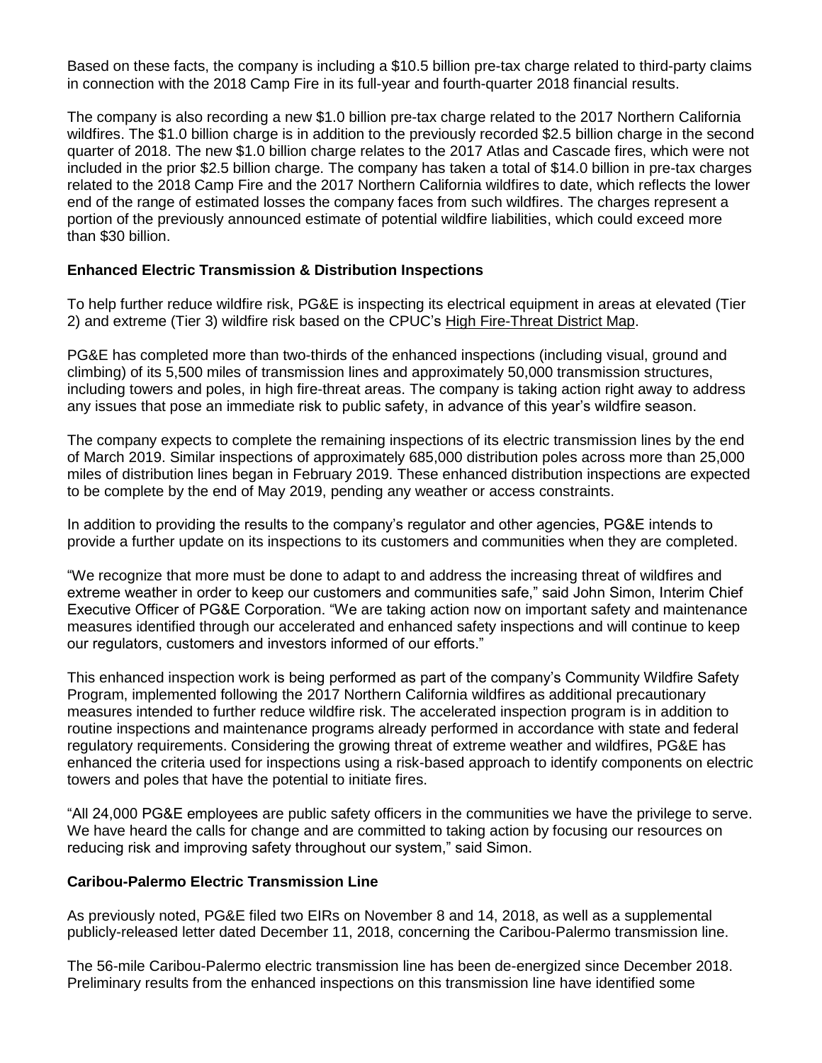Based on these facts, the company is including a $10.5 billion pre-tax charge related to third-party claims in connection with the 2018 Camp Fire in its full-year and fourth-quarter 2018 financial results.

The company is also recording a new $1.0 billion pre-tax charge related to the 2017 Northern California wildfires. The $1.0 billion charge is in addition to the previously recorded $2.5 billion charge in the second quarter of 2018. The new $1.0 billion charge relates to the 2017 Atlas and Cascade fires, which were not included in the prior $2.5 billion charge. The company has taken a total of $14.0 billion in pre-tax charges related to the 2018 Camp Fire and the 2017 Northern California wildfires to date, which reflects the lower end of the range of estimated losses the company faces from such wildfires. The charges represent a portion of the previously announced estimate of potential wildfire liabilities, which could exceed more than $30 billion.

**Enhanced Electric Transmission & Distribution Inspections**

To help further reduce wildfire risk, PG&E is inspecting its electrical equipment in areas at elevated (Tier 2) and extreme (Tier 3) wildfire risk based on the CPUC's High Fire-Threat District Map.

PG&E has completed more than two-thirds of the enhanced inspections (including visual, ground and climbing) of its 5,500 miles of transmission lines and approximately 50,000 transmission structures, including towers and poles, in high fire-threat areas. The company is taking action right away to address any issues that pose an immediate risk to public safety, in advance of this year's wildfire season.

The company expects to complete the remaining inspections of its electric transmission lines by the end of March 2019. Similar inspections of approximately 685,000 distribution poles across more than 25,000 miles of distribution lines began in February 2019. These enhanced distribution inspections are expected to be complete by the end of May 2019, pending any weather or access constraints.

In addition to providing the results to the company's regulator and other agencies, PG&E intends to provide a further update on its inspections to its customers and communities when they are completed.

"We recognize that more must be done to adapt to and address the increasing threat of wildfires and extreme weather in order to keep our customers and communities safe," said John Simon, Interim Chief Executive Officer of PG&E Corporation. "We are taking action now on important safety and maintenance measures identified through our accelerated and enhanced safety inspections and will continue to keep our regulators, customers and investors informed of our efforts."

This enhanced inspection work is being performed as part of the company's Community Wildfire Safety Program, implemented following the 2017 Northern California wildfires as additional precautionary measures intended to further reduce wildfire risk. The accelerated inspection program is in addition to routine inspections and maintenance programs already performed in accordance with state and federal regulatory requirements. Considering the growing threat of extreme weather and wildfires, PG&E has enhanced the criteria used for inspections using a risk-based approach to identify components on electric towers and poles that have the potential to initiate fires.

"All 24,000 PG&E employees are public safety officers in the communities we have the privilege to serve. We have heard the calls for change and are committed to taking action by focusing our resources on reducing risk and improving safety throughout our system," said Simon.

**Caribou-Palermo Electric Transmission Line**

As previously noted, PG&E filed two EIRs on November 8 and 14, 2018, as well as a supplemental publicly-released letter dated December 11, 2018, concerning the Caribou-Palermo transmission line.

The 56-mile Caribou-Palermo electric transmission line has been de-energized since December 2018. Preliminary results from the enhanced inspections on this transmission line have identified some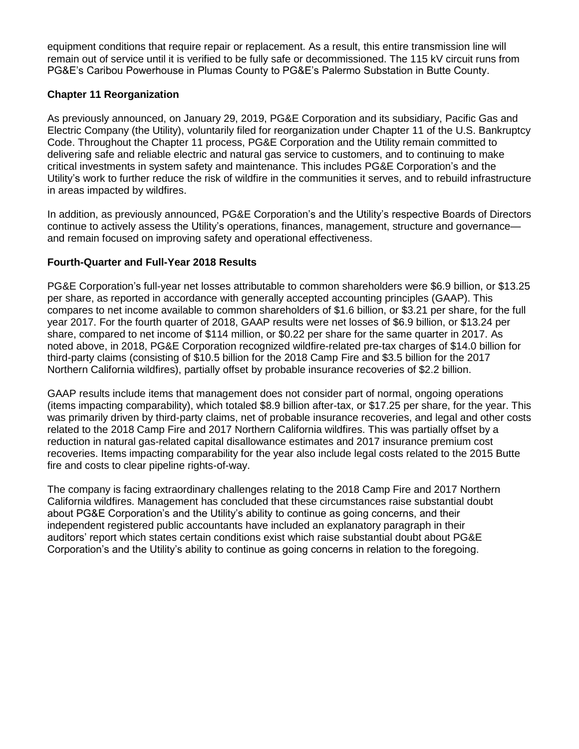equipment conditions that require repair or replacement. As a result, this entire transmission line will remain out of service until it is verified to be fully safe or decommissioned. The 115 kV circuit runs from PG&E's Caribou Powerhouse in Plumas County to PG&E's Palermo Substation in Butte County.

**Chapter 11 Reorganization**

As previously announced, on January 29, 2019, PG&E Corporation and its subsidiary, Pacific Gas and Electric Company (the Utility), voluntarily filed for reorganization under Chapter 11 of the U.S. Bankruptcy Code. Throughout the Chapter 11 process, PG&E Corporation and the Utility remain committed to delivering safe and reliable electric and natural gas service to customers, and to continuing to make critical investments in system safety and maintenance. This includes PG&E Corporation's and the Utility's work to further reduce the risk of wildfire in the communities it serves, and to rebuild infrastructure in areas impacted by wildfires.

In addition, as previously announced, PG&E Corporation's and the Utility's respective Boards of Directors continue to actively assess the Utility's operations, finances, management, structure and governance—and remain focused on improving safety and operational effectiveness.

**Fourth-Quarter and Full-Year 2018 Results**

PG&E Corporation's full-year net losses attributable to common shareholders were $6.9 billion, or $13.25 per share, as reported in accordance with generally accepted accounting principles (GAAP). This compares to net income available to common shareholders of $1.6 billion, or $3.21 per share, for the full year 2017. For the fourth quarter of 2018, GAAP results were net losses of $6.9 billion, or $13.24 per share, compared to net income of $114 million, or $0.22 per share for the same quarter in 2017. As noted above, in 2018, PG&E Corporation recognized wildfire-related pre-tax charges of $14.0 billion for third-party claims (consisting of $10.5 billion for the 2018 Camp Fire and $3.5 billion for the 2017 Northern California wildfires), partially offset by probable insurance recoveries of $2.2 billion.

GAAP results include items that management does not consider part of normal, ongoing operations (items impacting comparability), which totaled $8.9 billion after-tax, or $17.25 per share, for the year. This was primarily driven by third-party claims, net of probable insurance recoveries, and legal and other costs related to the 2018 Camp Fire and 2017 Northern California wildfires. This was partially offset by a reduction in natural gas-related capital disallowance estimates and 2017 insurance premium cost recoveries. Items impacting comparability for the year also include legal costs related to the 2015 Butte fire and costs to clear pipeline rights-of-way.

The company is facing extraordinary challenges relating to the 2018 Camp Fire and 2017 Northern California wildfires. Management has concluded that these circumstances raise substantial doubt about PG&E Corporation's and the Utility's ability to continue as going concerns, and their independent registered public accountants have included an explanatory paragraph in their auditors' report which states certain conditions exist which raise substantial doubt about PG&E Corporation's and the Utility's ability to continue as going concerns in relation to the foregoing.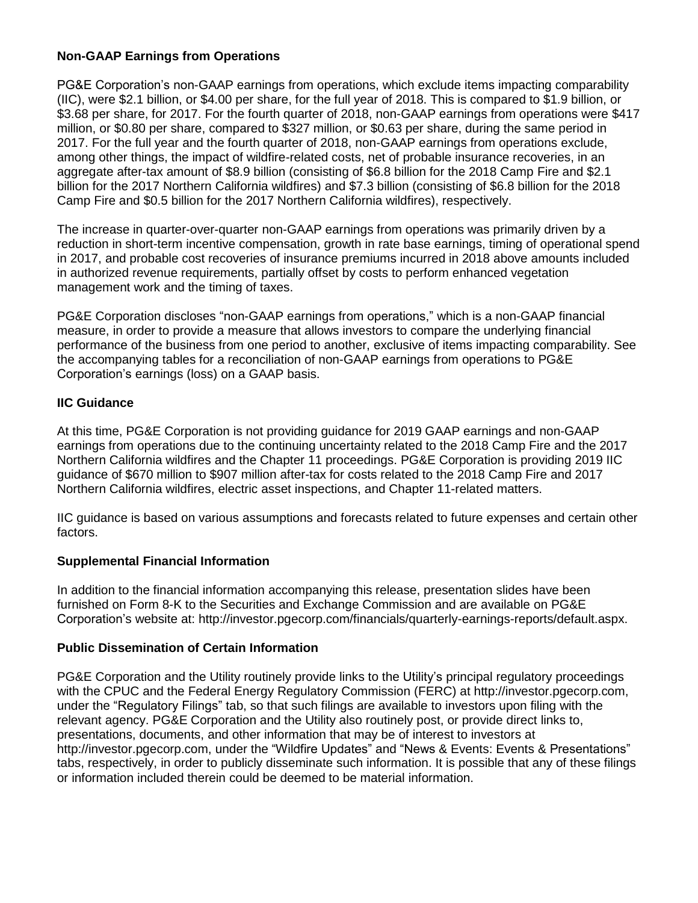**Non-GAAP Earnings from Operations**

PG&E Corporation's non-GAAP earnings from operations, which exclude items impacting comparability (IIC), were $2.1 billion, or $4.00 per share, for the full year of 2018. This is compared to $1.9 billion, or $3.68 per share, for 2017. For the fourth quarter of 2018, non-GAAP earnings from operations were $417 million, or $0.80 per share, compared to $327 million, or $0.63 per share, during the same period in 2017. For the full year and the fourth quarter of 2018, non-GAAP earnings from operations exclude, among other things, the impact of wildfire-related costs, net of probable insurance recoveries, in an aggregate after-tax amount of $8.9 billion (consisting of $6.8 billion for the 2018 Camp Fire and $2.1 billion for the 2017 Northern California wildfires) and $7.3 billion (consisting of $6.8 billion for the 2018 Camp Fire and $0.5 billion for the 2017 Northern California wildfires), respectively.

The increase in quarter-over-quarter non-GAAP earnings from operations was primarily driven by a reduction in short-term incentive compensation, growth in rate base earnings, timing of operational spend in 2017, and probable cost recoveries of insurance premiums incurred in 2018 above amounts included in authorized revenue requirements, partially offset by costs to perform enhanced vegetation management work and the timing of taxes.

PG&E Corporation discloses "non-GAAP earnings from operations," which is a non-GAAP financial measure, in order to provide a measure that allows investors to compare the underlying financial performance of the business from one period to another, exclusive of items impacting comparability. See the accompanying tables for a reconciliation of non-GAAP earnings from operations to PG&E Corporation's earnings (loss) on a GAAP basis.

**IIC Guidance**

At this time, PG&E Corporation is not providing guidance for 2019 GAAP earnings and non-GAAP earnings from operations due to the continuing uncertainty related to the 2018 Camp Fire and the 2017 Northern California wildfires and the Chapter 11 proceedings. PG&E Corporation is providing 2019 IIC guidance of $670 million to $907 million after-tax for costs related to the 2018 Camp Fire and 2017 Northern California wildfires, electric asset inspections, and Chapter 11-related matters.

IIC guidance is based on various assumptions and forecasts related to future expenses and certain other factors.

**Supplemental Financial Information**

In addition to the financial information accompanying this release, presentation slides have been furnished on Form 8-K to the Securities and Exchange Commission and are available on PG&E Corporation's website at: http://investor.pgecorp.com/financials/quarterly-earnings-reports/default.aspx.

**Public Dissemination of Certain Information**

PG&E Corporation and the Utility routinely provide links to the Utility's principal regulatory proceedings with the CPUC and the Federal Energy Regulatory Commission (FERC) at http://investor.pgecorp.com, under the "Regulatory Filings" tab, so that such filings are available to investors upon filing with the relevant agency. PG&E Corporation and the Utility also routinely post, or provide direct links to, presentations, documents, and other information that may be of interest to investors at http://investor.pgecorp.com, under the "Wildfire Updates" and "News & Events: Events & Presentations" tabs, respectively, in order to publicly disseminate such information. It is possible that any of these filings or information included therein could be deemed to be material information.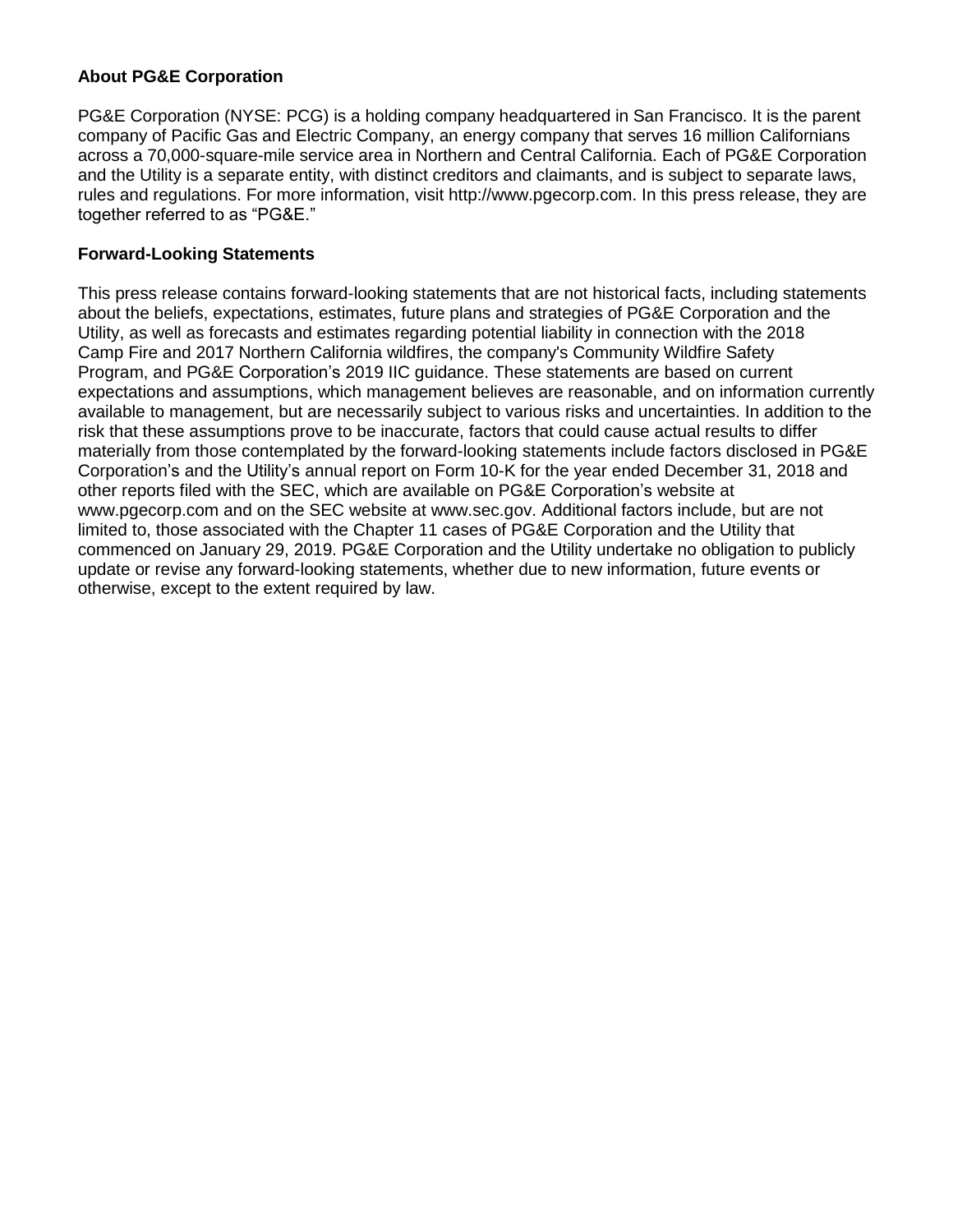**About PG&E Corporation**

PG&E Corporation (NYSE: PCG) is a holding company headquartered in San Francisco. It is the parent company of Pacific Gas and Electric Company, an energy company that serves 16 million Californians across a 70,000-square-mile service area in Northern and Central California. Each of PG&E Corporation and the Utility is a separate entity, with distinct creditors and claimants, and is subject to separate laws, rules and regulations. For more information, visit http://www.pgecorp.com. In this press release, they are together referred to as "PG&E."

**Forward-Looking Statements**

This press release contains forward-looking statements that are not historical facts, including statements about the beliefs, expectations, estimates, future plans and strategies of PG&E Corporation and the Utility, as well as forecasts and estimates regarding potential liability in connection with the 2018 Camp Fire and 2017 Northern California wildfires, the company's Community Wildfire Safety Program, and PG&E Corporation's 2019 IIC guidance. These statements are based on current expectations and assumptions, which management believes are reasonable, and on information currently available to management, but are necessarily subject to various risks and uncertainties. In addition to the risk that these assumptions prove to be inaccurate, factors that could cause actual results to differ materially from those contemplated by the forward-looking statements include factors disclosed in PG&E Corporation's and the Utility's annual report on Form 10-K for the year ended December 31, 2018 and other reports filed with the SEC, which are available on PG&E Corporation's website at www.pgecorp.com and on the SEC website at www.sec.gov. Additional factors include, but are not limited to, those associated with the Chapter 11 cases of PG&E Corporation and the Utility that commenced on January 29, 2019. PG&E Corporation and the Utility undertake no obligation to publicly update or revise any forward-looking statements, whether due to new information, future events or otherwise, except to the extent required by law.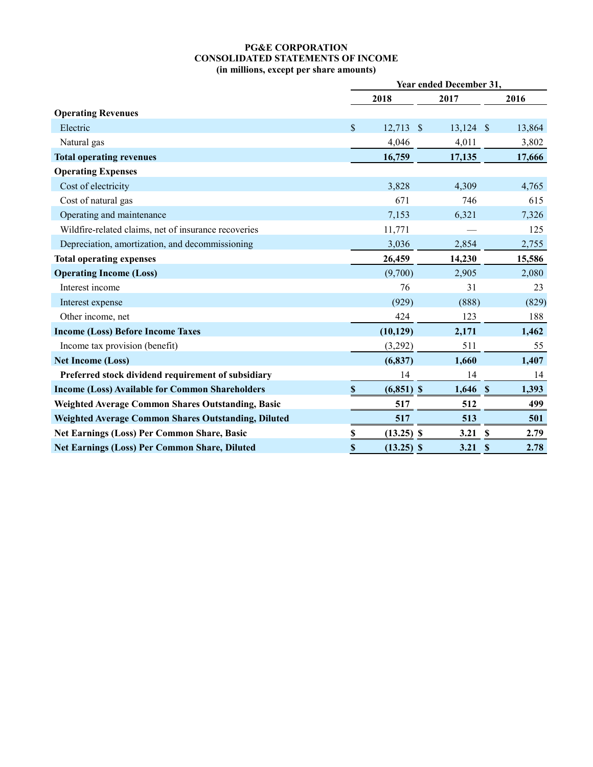# PG&E CORPORATION
## CONSOLIDATED STATEMENTS OF INCOME
### (in millions, except per share amounts)

| | Year ended December 31, | | |
|---|---|---|---|
| | 2018 | 2017 | 2016 |
| **Operating Revenues** | | | |
| Electric | $ 12,713 | $ 13,124 | $ 13,864 |
| Natural gas | 4,046 | 4,011 | 3,802 |
| **Total operating revenues** | **16,759** | **17,135** | **17,666** |
| **Operating Expenses** | | | |
| Cost of electricity | 3,828 | 4,309 | 4,765 |
| Cost of natural gas | 671 | 746 | 615 |
| Operating and maintenance | 7,153 | 6,321 | 7,326 |
| Wildfire-related claims, net of insurance recoveries | 11,771 | — | 125 |
| Depreciation, amortization, and decommissioning | 3,036 | 2,854 | 2,755 |
| **Total operating expenses** | **26,459** | **14,230** | **15,586** |
| **Operating Income (Loss)** | (9,700) | 2,905 | 2,080 |
| Interest income | 76 | 31 | 23 |
| Interest expense | (929) | (888) | (829) |
| Other income, net | 424 | 123 | 188 |
| **Income (Loss) Before Income Taxes** | **(10,129)** | **2,171** | **1,462** |
| Income tax provision (benefit) | (3,292) | 511 | 55 |
| **Net Income (Loss)** | **(6,837)** | **1,660** | **1,407** |
| **Preferred stock dividend requirement of subsidiary** | 14 | 14 | 14 |
| **Income (Loss) Available for Common Shareholders** | **$ (6,851)** | **$ 1,646** | **$ 1,393** |
| **Weighted Average Common Shares Outstanding, Basic** | **517** | **512** | **499** |
| **Weighted Average Common Shares Outstanding, Diluted** | **517** | **513** | **501** |
| **Net Earnings (Loss) Per Common Share, Basic** | **$ (13.25)** | **$ 3.21** | **$ 2.79** |
| **Net Earnings (Loss) Per Common Share, Diluted** | **$ (13.25)** | **$ 3.21** | **$ 2.78** |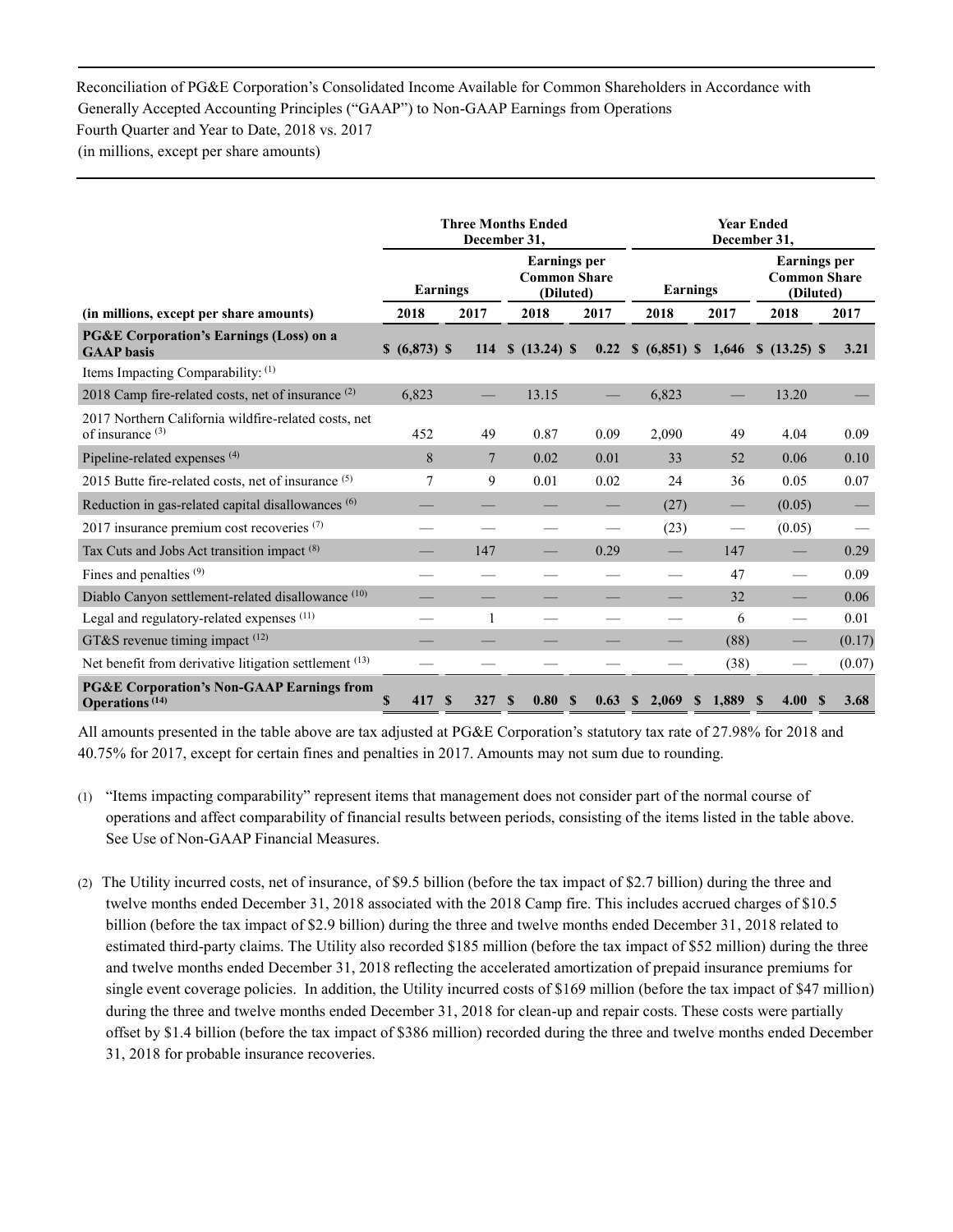Reconciliation of PG&E Corporation's Consolidated Income Available for Common Shareholders in Accordance with Generally Accepted Accounting Principles ("GAAP") to Non-GAAP Earnings from Operations
Fourth Quarter and Year to Date, 2018 vs. 2017
(in millions, except per share amounts)

| | Three Months Ended December 31, | | | | Year Ended December 31, | | | |
|---|---|---|---|---|---|---|---|---|
| | Earnings | | Earnings per Common Share (Diluted) | | Earnings | | Earnings per Common Share (Diluted) | |
| **(in millions, except per share amounts)** | **2018** | **2017** | **2018** | **2017** | **2018** | **2017** | **2018** | **2017** |
| **PG&E Corporation's Earnings (Loss) on a GAAP basis** | **$ (6,873)** | **$ 114** | **$ (13.24)** | **$ 0.22** | **$ (6,851)** | **$ 1,646** | **$ (13.25)** | **$ 3.21** |
| Items Impacting Comparability: (1) | | | | | | | | |
| 2018 Camp fire-related costs, net of insurance (2) | 6,823 | — | 13.15 | — | 6,823 | — | 13.20 | — |
| 2017 Northern California wildfire-related costs, net of insurance (3) | 452 | 49 | 0.87 | 0.09 | 2,090 | 49 | 4.04 | 0.09 |
| Pipeline-related expenses (4) | 8 | 7 | 0.02 | 0.01 | 33 | 52 | 0.06 | 0.10 |
| 2015 Butte fire-related costs, net of insurance (5) | 7 | 9 | 0.01 | 0.02 | 24 | 36 | 0.05 | 0.07 |
| Reduction in gas-related capital disallowances (6) | — | — | — | — | (27) | — | (0.05) | — |
| 2017 insurance premium cost recoveries (7) | — | — | — | — | (23) | — | (0.05) | — |
| Tax Cuts and Jobs Act transition impact (8) | — | 147 | — | 0.29 | — | 147 | — | 0.29 |
| Fines and penalties (9) | — | — | — | — | — | 47 | — | 0.09 |
| Diablo Canyon settlement-related disallowance (10) | — | — | — | — | — | 32 | — | 0.06 |
| Legal and regulatory-related expenses (11) | — | 1 | — | — | — | 6 | — | 0.01 |
| GT&S revenue timing impact (12) | — | — | — | — | — | (88) | — | (0.17) |
| Net benefit from derivative litigation settlement (13) | — | — | — | — | — | (38) | — | (0.07) |
| **PG&E Corporation's Non-GAAP Earnings from Operations (14)** | **$ 417** | **$ 327** | **$ 0.80** | **$ 0.63** | **$ 2,069** | **$ 1,889** | **$ 4.00** | **$ 3.68** |

All amounts presented in the table above are tax adjusted at PG&E Corporation's statutory tax rate of 27.98% for 2018 and 40.75% for 2017, except for certain fines and penalties in 2017. Amounts may not sum due to rounding.

(1) "Items impacting comparability" represent items that management does not consider part of the normal course of operations and affect comparability of financial results between periods, consisting of the items listed in the table above. See Use of Non-GAAP Financial Measures.

(2) The Utility incurred costs, net of insurance, of $9.5 billion (before the tax impact of $2.7 billion) during the three and twelve months ended December 31, 2018 associated with the 2018 Camp fire. This includes accrued charges of $10.5 billion (before the tax impact of $2.9 billion) during the three and twelve months ended December 31, 2018 related to estimated third-party claims. The Utility also recorded $185 million (before the tax impact of $52 million) during the three and twelve months ended December 31, 2018 reflecting the accelerated amortization of prepaid insurance premiums for single event coverage policies. In addition, the Utility incurred costs of $169 million (before the tax impact of $47 million) during the three and twelve months ended December 31, 2018 for clean-up and repair costs. These costs were partially offset by $1.4 billion (before the tax impact of $386 million) recorded during the three and twelve months ended December 31, 2018 for probable insurance recoveries.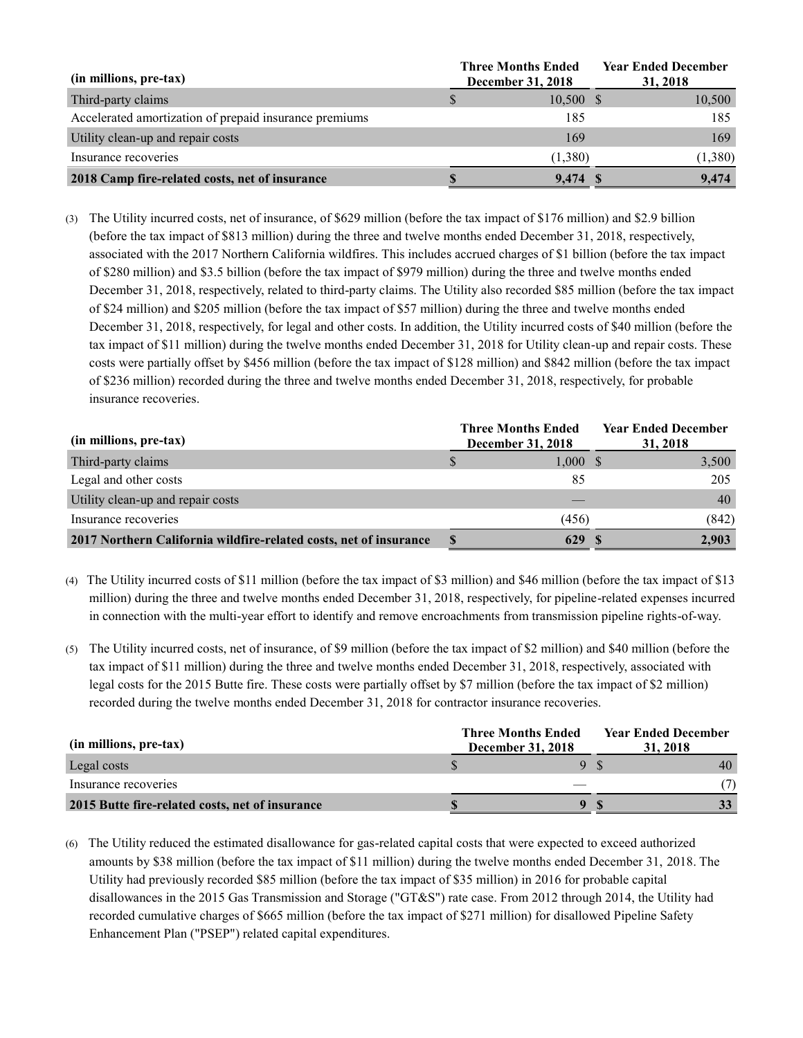| (in millions, pre-tax) | Three Months Ended December 31, 2018 | Year Ended December 31, 2018 |
|---|---|---|
| Third-party claims | $ 10,500 | $ 10,500 |
| Accelerated amortization of prepaid insurance premiums | 185 | 185 |
| Utility clean-up and repair costs | 169 | 169 |
| Insurance recoveries | (1,380) | (1,380) |
| **2018 Camp fire-related costs, net of insurance** | **$ 9,474** | **$ 9,474** |

(3) The Utility incurred costs, net of insurance, of $629 million (before the tax impact of $176 million) and $2.9 billion (before the tax impact of $813 million) during the three and twelve months ended December 31, 2018, respectively, associated with the 2017 Northern California wildfires. This includes accrued charges of $1 billion (before the tax impact of $280 million) and $3.5 billion (before the tax impact of $979 million) during the three and twelve months ended December 31, 2018, respectively, related to third-party claims. The Utility also recorded $85 million (before the tax impact of $24 million) and $205 million (before the tax impact of $57 million) during the three and twelve months ended December 31, 2018, respectively, for legal and other costs. In addition, the Utility incurred costs of $40 million (before the tax impact of $11 million) during the twelve months ended December 31, 2018 for Utility clean-up and repair costs. These costs were partially offset by $456 million (before the tax impact of $128 million) and $842 million (before the tax impact of $236 million) recorded during the three and twelve months ended December 31, 2018, respectively, for probable insurance recoveries.

| (in millions, pre-tax) | Three Months Ended December 31, 2018 | Year Ended December 31, 2018 |
|---|---|---|
| Third-party claims | $ 1,000 | $ 3,500 |
| Legal and other costs | 85 | 205 |
| Utility clean-up and repair costs | — | 40 |
| Insurance recoveries | (456) | (842) |
| **2017 Northern California wildfire-related costs, net of insurance** | **$ 629** | **$ 2,903** |

(4) The Utility incurred costs of $11 million (before the tax impact of $3 million) and $46 million (before the tax impact of $13 million) during the three and twelve months ended December 31, 2018, respectively, for pipeline-related expenses incurred in connection with the multi-year effort to identify and remove encroachments from transmission pipeline rights-of-way.

(5) The Utility incurred costs, net of insurance, of $9 million (before the tax impact of $2 million) and $40 million (before the tax impact of $11 million) during the three and twelve months ended December 31, 2018, respectively, associated with legal costs for the 2015 Butte fire. These costs were partially offset by $7 million (before the tax impact of $2 million) recorded during the twelve months ended December 31, 2018 for contractor insurance recoveries.

| (in millions, pre-tax) | Three Months Ended December 31, 2018 | Year Ended December 31, 2018 |
|---|---|---|
| Legal costs | $ 9 | $ 40 |
| Insurance recoveries | — | (7) |
| **2015 Butte fire-related costs, net of insurance** | **$ 9** | **$ 33** |

(6) The Utility reduced the estimated disallowance for gas-related capital costs that were expected to exceed authorized amounts by $38 million (before the tax impact of $11 million) during the twelve months ended December 31, 2018. The Utility had previously recorded $85 million (before the tax impact of $35 million) in 2016 for probable capital disallowances in the 2015 Gas Transmission and Storage ("GT&S") rate case. From 2012 through 2014, the Utility had recorded cumulative charges of $665 million (before the tax impact of $271 million) for disallowed Pipeline Safety Enhancement Plan ("PSEP") related capital expenditures.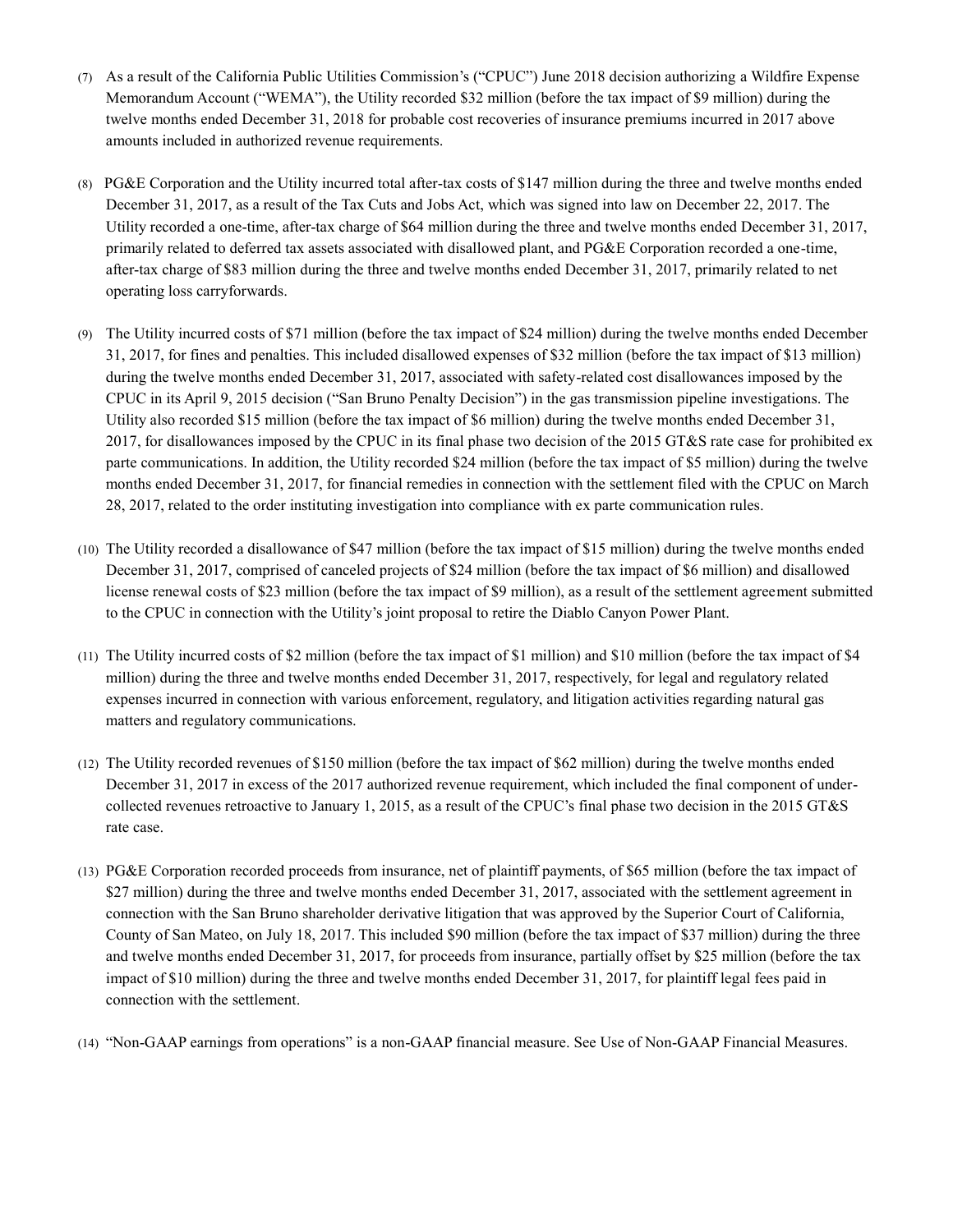(7) As a result of the California Public Utilities Commission's ("CPUC") June 2018 decision authorizing a Wildfire Expense Memorandum Account ("WEMA"), the Utility recorded $32 million (before the tax impact of $9 million) during the twelve months ended December 31, 2018 for probable cost recoveries of insurance premiums incurred in 2017 above amounts included in authorized revenue requirements.

(8) PG&E Corporation and the Utility incurred total after-tax costs of $147 million during the three and twelve months ended December 31, 2017, as a result of the Tax Cuts and Jobs Act, which was signed into law on December 22, 2017. The Utility recorded a one-time, after-tax charge of $64 million during the three and twelve months ended December 31, 2017, primarily related to deferred tax assets associated with disallowed plant, and PG&E Corporation recorded a one-time, after-tax charge of $83 million during the three and twelve months ended December 31, 2017, primarily related to net operating loss carryforwards.

(9) The Utility incurred costs of $71 million (before the tax impact of $24 million) during the twelve months ended December 31, 2017, for fines and penalties. This included disallowed expenses of $32 million (before the tax impact of $13 million) during the twelve months ended December 31, 2017, associated with safety-related cost disallowances imposed by the CPUC in its April 9, 2015 decision ("San Bruno Penalty Decision") in the gas transmission pipeline investigations. The Utility also recorded $15 million (before the tax impact of $6 million) during the twelve months ended December 31, 2017, for disallowances imposed by the CPUC in its final phase two decision of the 2015 GT&S rate case for prohibited ex parte communications. In addition, the Utility recorded $24 million (before the tax impact of $5 million) during the twelve months ended December 31, 2017, for financial remedies in connection with the settlement filed with the CPUC on March 28, 2017, related to the order instituting investigation into compliance with ex parte communication rules.

(10) The Utility recorded a disallowance of $47 million (before the tax impact of $15 million) during the twelve months ended December 31, 2017, comprised of canceled projects of $24 million (before the tax impact of $6 million) and disallowed license renewal costs of $23 million (before the tax impact of $9 million), as a result of the settlement agreement submitted to the CPUC in connection with the Utility's joint proposal to retire the Diablo Canyon Power Plant.

(11) The Utility incurred costs of $2 million (before the tax impact of $1 million) and $10 million (before the tax impact of $4 million) during the three and twelve months ended December 31, 2017, respectively, for legal and regulatory related expenses incurred in connection with various enforcement, regulatory, and litigation activities regarding natural gas matters and regulatory communications.

(12) The Utility recorded revenues of $150 million (before the tax impact of $62 million) during the twelve months ended December 31, 2017 in excess of the 2017 authorized revenue requirement, which included the final component of under-collected revenues retroactive to January 1, 2015, as a result of the CPUC's final phase two decision in the 2015 GT&S rate case.

(13) PG&E Corporation recorded proceeds from insurance, net of plaintiff payments, of $65 million (before the tax impact of $27 million) during the three and twelve months ended December 31, 2017, associated with the settlement agreement in connection with the San Bruno shareholder derivative litigation that was approved by the Superior Court of California, County of San Mateo, on July 18, 2017. This included $90 million (before the tax impact of $37 million) during the three and twelve months ended December 31, 2017, for proceeds from insurance, partially offset by $25 million (before the tax impact of $10 million) during the three and twelve months ended December 31, 2017, for plaintiff legal fees paid in connection with the settlement.

(14) "Non-GAAP earnings from operations" is a non-GAAP financial measure. See Use of Non-GAAP Financial Measures.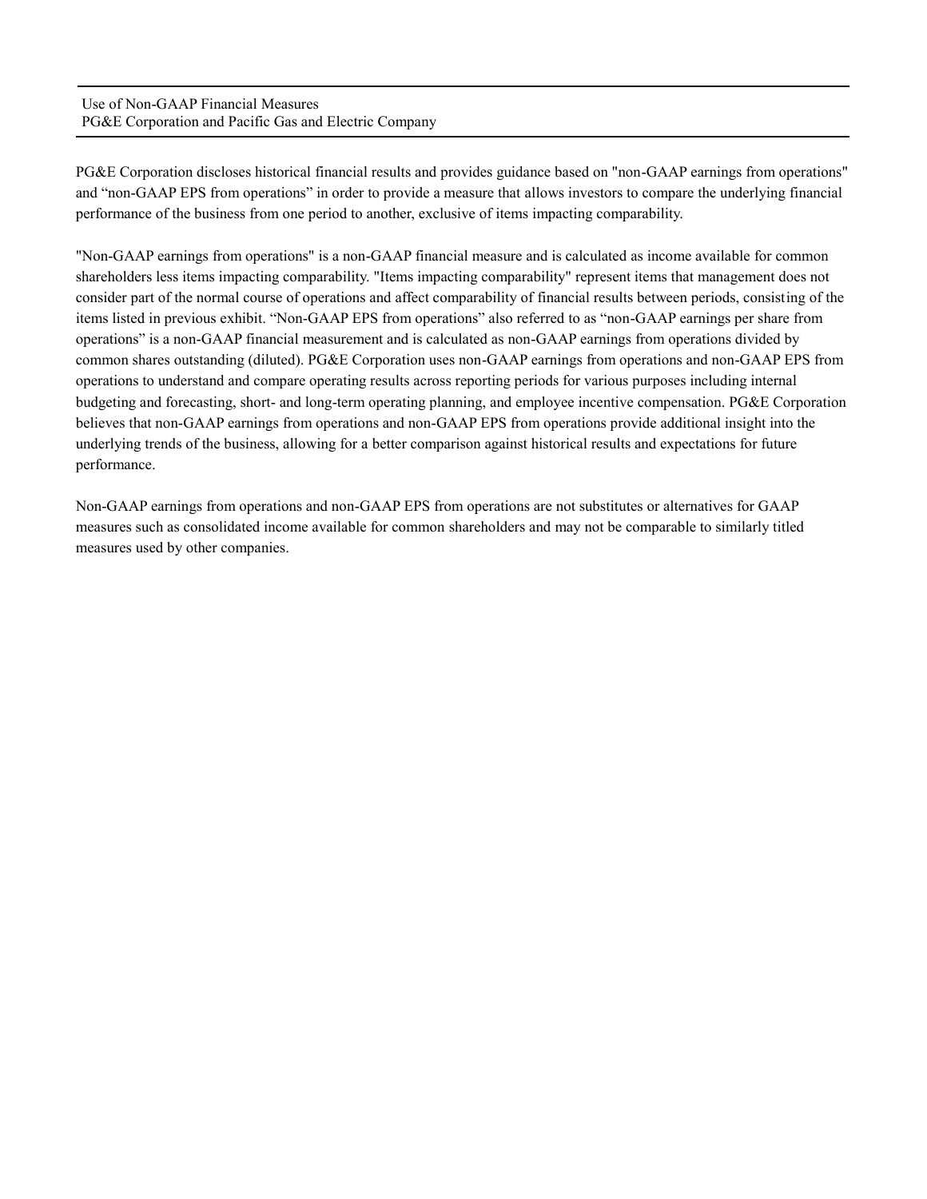Use of Non-GAAP Financial Measures
PG&E Corporation and Pacific Gas and Electric Company

PG&E Corporation discloses historical financial results and provides guidance based on "non-GAAP earnings from operations" and "non-GAAP EPS from operations" in order to provide a measure that allows investors to compare the underlying financial performance of the business from one period to another, exclusive of items impacting comparability.

"Non-GAAP earnings from operations" is a non-GAAP financial measure and is calculated as income available for common shareholders less items impacting comparability. "Items impacting comparability" represent items that management does not consider part of the normal course of operations and affect comparability of financial results between periods, consisting of the items listed in previous exhibit. "Non-GAAP EPS from operations" also referred to as "non-GAAP earnings per share from operations" is a non-GAAP financial measurement and is calculated as non-GAAP earnings from operations divided by common shares outstanding (diluted). PG&E Corporation uses non-GAAP earnings from operations and non-GAAP EPS from operations to understand and compare operating results across reporting periods for various purposes including internal budgeting and forecasting, short- and long-term operating planning, and employee incentive compensation. PG&E Corporation believes that non-GAAP earnings from operations and non-GAAP EPS from operations provide additional insight into the underlying trends of the business, allowing for a better comparison against historical results and expectations for future performance.

Non-GAAP earnings from operations and non-GAAP EPS from operations are not substitutes or alternatives for GAAP measures such as consolidated income available for common shareholders and may not be comparable to similarly titled measures used by other companies.